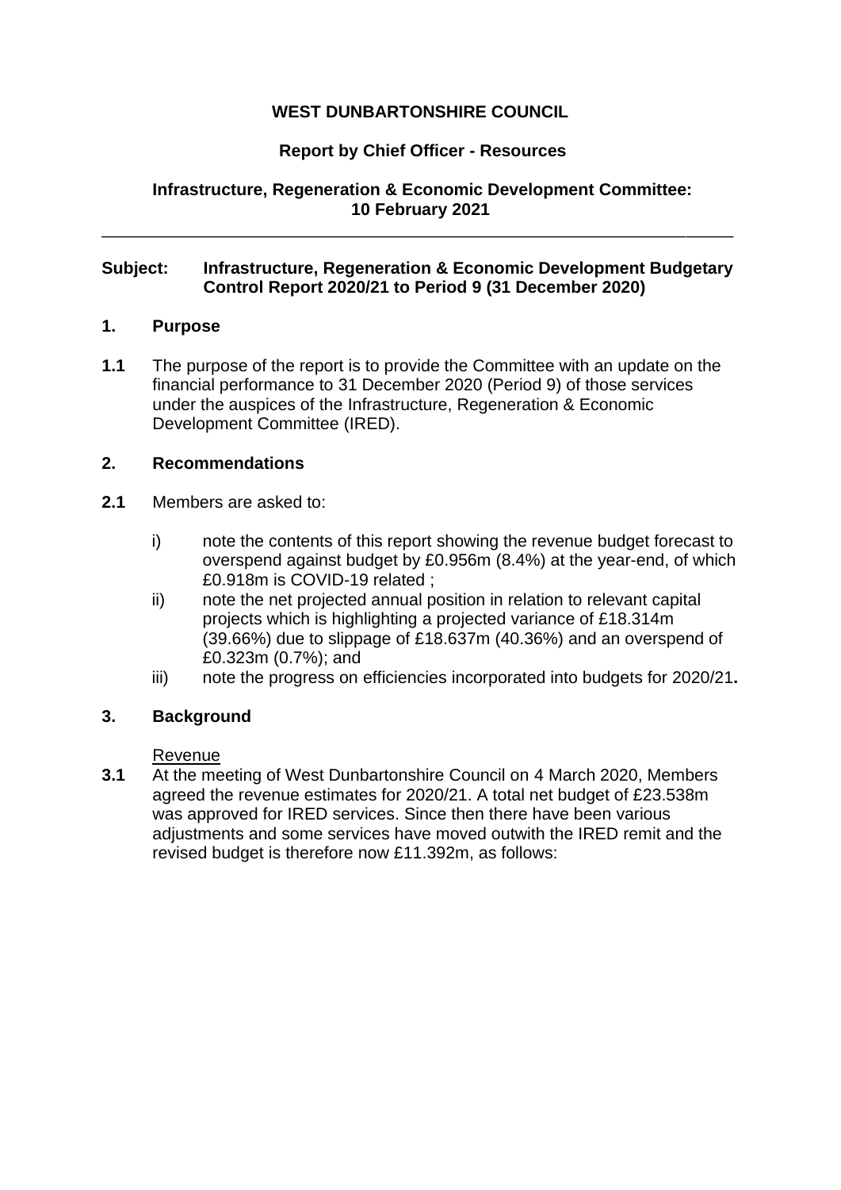**WEST DUNBARTONSHIRE COUNCIL**

**Report by Chief Officer - Resources**

**Infrastructure, Regeneration & Economic Development Committee: 10 February 2021**

---

**Subject: Infrastructure, Regeneration & Economic Development Budgetary Control Report 2020/21 to Period 9 (31 December 2020)**

## 1. Purpose

**1.1** The purpose of the report is to provide the Committee with an update on the financial performance to 31 December 2020 (Period 9) of those services under the auspices of the Infrastructure, Regeneration & Economic Development Committee (IRED).

## 2. Recommendations

**2.1** Members are asked to:

i) note the contents of this report showing the revenue budget forecast to overspend against budget by £0.956m (8.4%) at the year-end, of which £0.918m is COVID-19 related ;

ii) note the net projected annual position in relation to relevant capital projects which is highlighting a projected variance of £18.314m (39.66%) due to slippage of £18.637m (40.36%) and an overspend of £0.323m (0.7%); and

iii) note the progress on efficiencies incorporated into budgets for 2020/21**.**

## 3. Background

Revenue

**3.1** At the meeting of West Dunbartonshire Council on 4 March 2020, Members agreed the revenue estimates for 2020/21. A total net budget of £23.538m was approved for IRED services. Since then there have been various adjustments and some services have moved outwith the IRED remit and the revised budget is therefore now £11.392m, as follows: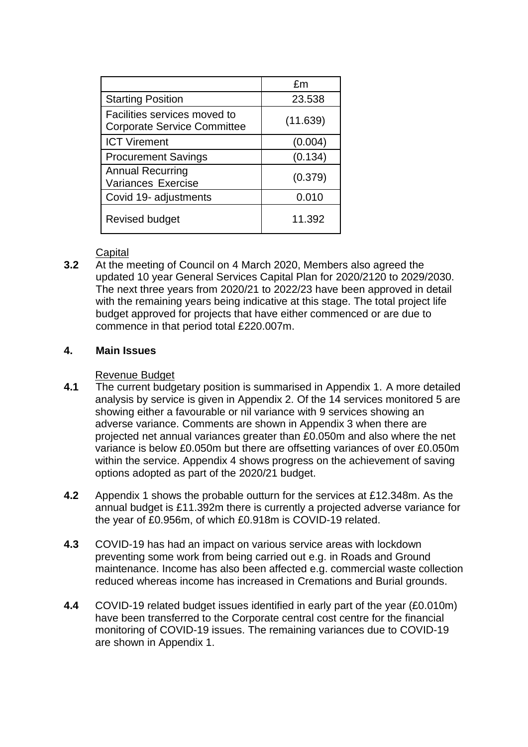| | £m |
|---|---|
| Starting Position | 23.538 |
| Facilities services moved to Corporate Service Committee | (11.639) |
| ICT Virement | (0.004) |
| Procurement Savings | (0.134) |
| Annual Recurring Variances Exercise | (0.379) |
| Covid 19- adjustments | 0.010 |
| Revised budget | 11.392 |

Capital

**3.2** At the meeting of Council on 4 March 2020, Members also agreed the updated 10 year General Services Capital Plan for 2020/2120 to 2029/2030. The next three years from 2020/21 to 2022/23 have been approved in detail with the remaining years being indicative at this stage. The total project life budget approved for projects that have either commenced or are due to commence in that period total £220.007m.

**4. Main Issues**

Revenue Budget

**4.1** The current budgetary position is summarised in Appendix 1. A more detailed analysis by service is given in Appendix 2. Of the 14 services monitored 5 are showing either a favourable or nil variance with 9 services showing an adverse variance. Comments are shown in Appendix 3 when there are projected net annual variances greater than £0.050m and also where the net variance is below £0.050m but there are offsetting variances of over £0.050m within the service. Appendix 4 shows progress on the achievement of saving options adopted as part of the 2020/21 budget.

**4.2** Appendix 1 shows the probable outturn for the services at £12.348m. As the annual budget is £11.392m there is currently a projected adverse variance for the year of £0.956m, of which £0.918m is COVID-19 related.

**4.3** COVID-19 has had an impact on various service areas with lockdown preventing some work from being carried out e.g. in Roads and Ground maintenance. Income has also been affected e.g. commercial waste collection reduced whereas income has increased in Cremations and Burial grounds.

**4.4** COVID-19 related budget issues identified in early part of the year (£0.010m) have been transferred to the Corporate central cost centre for the financial monitoring of COVID-19 issues. The remaining variances due to COVID-19 are shown in Appendix 1.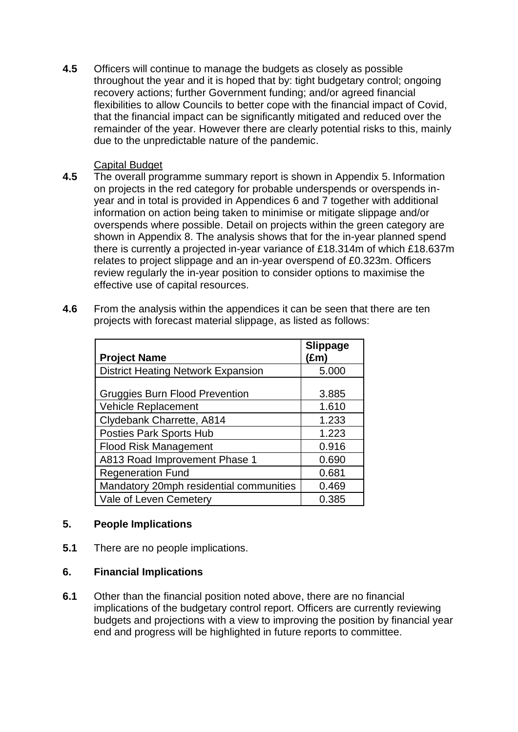**4.5** Officers will continue to manage the budgets as closely as possible throughout the year and it is hoped that by: tight budgetary control; ongoing recovery actions; further Government funding; and/or agreed financial flexibilities to allow Councils to better cope with the financial impact of Covid, that the financial impact can be significantly mitigated and reduced over the remainder of the year. However there are clearly potential risks to this, mainly due to the unpredictable nature of the pandemic.

Capital Budget

**4.5** The overall programme summary report is shown in Appendix 5. Information on projects in the red category for probable underspends or overspends in-year and in total is provided in Appendices 6 and 7 together with additional information on action being taken to minimise or mitigate slippage and/or overspends where possible. Detail on projects within the green category are shown in Appendix 8. The analysis shows that for the in-year planned spend there is currently a projected in-year variance of £18.314m of which £18.637m relates to project slippage and an in-year overspend of £0.323m. Officers review regularly the in-year position to consider options to maximise the effective use of capital resources.

**4.6** From the analysis within the appendices it can be seen that there are ten projects with forecast material slippage, as listed as follows:

| Project Name | Slippage (£m) |
|---|---|
| District Heating Network Expansion | 5.000 |
| Gruggies Burn Flood Prevention | 3.885 |
| Vehicle Replacement | 1.610 |
| Clydebank Charrette, A814 | 1.233 |
| Posties Park Sports Hub | 1.223 |
| Flood Risk Management | 0.916 |
| A813 Road Improvement Phase 1 | 0.690 |
| Regeneration Fund | 0.681 |
| Mandatory 20mph residential communities | 0.469 |
| Vale of Leven Cemetery | 0.385 |

## 5. People Implications

**5.1** There are no people implications.

## 6. Financial Implications

**6.1** Other than the financial position noted above, there are no financial implications of the budgetary control report. Officers are currently reviewing budgets and projections with a view to improving the position by financial year end and progress will be highlighted in future reports to committee.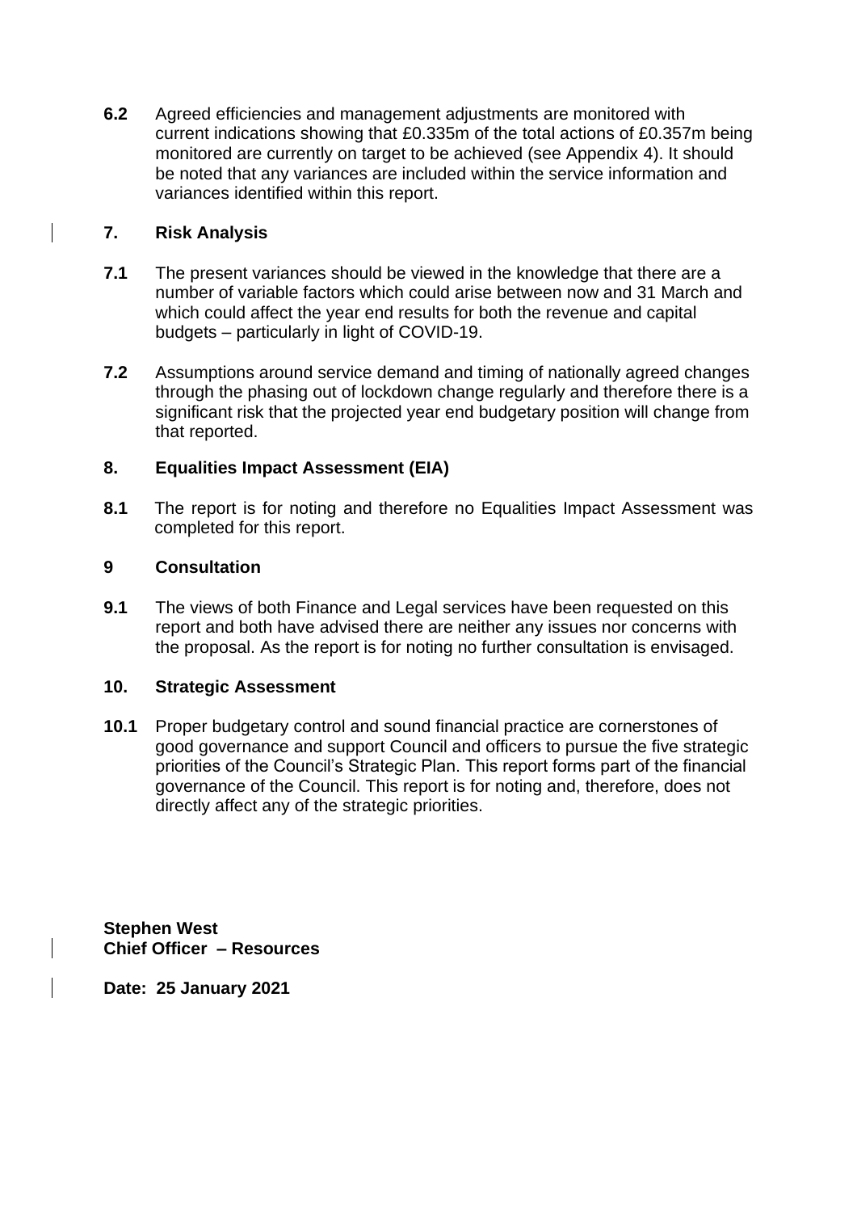**6.2** Agreed efficiencies and management adjustments are monitored with current indications showing that £0.335m of the total actions of £0.357m being monitored are currently on target to be achieved (see Appendix 4). It should be noted that any variances are included within the service information and variances identified within this report.

## 7. Risk Analysis

**7.1** The present variances should be viewed in the knowledge that there are a number of variable factors which could arise between now and 31 March and which could affect the year end results for both the revenue and capital budgets – particularly in light of COVID-19.

**7.2** Assumptions around service demand and timing of nationally agreed changes through the phasing out of lockdown change regularly and therefore there is a significant risk that the projected year end budgetary position will change from that reported.

## 8. Equalities Impact Assessment (EIA)

**8.1** The report is for noting and therefore no Equalities Impact Assessment was completed for this report.

## 9 Consultation

**9.1** The views of both Finance and Legal services have been requested on this report and both have advised there are neither any issues nor concerns with the proposal. As the report is for noting no further consultation is envisaged.

## 10. Strategic Assessment

**10.1** Proper budgetary control and sound financial practice are cornerstones of good governance and support Council and officers to pursue the five strategic priorities of the Council's Strategic Plan. This report forms part of the financial governance of the Council. This report is for noting and, therefore, does not directly affect any of the strategic priorities.

**Stephen West**
**Chief Officer – Resources**

**Date: 25 January 2021**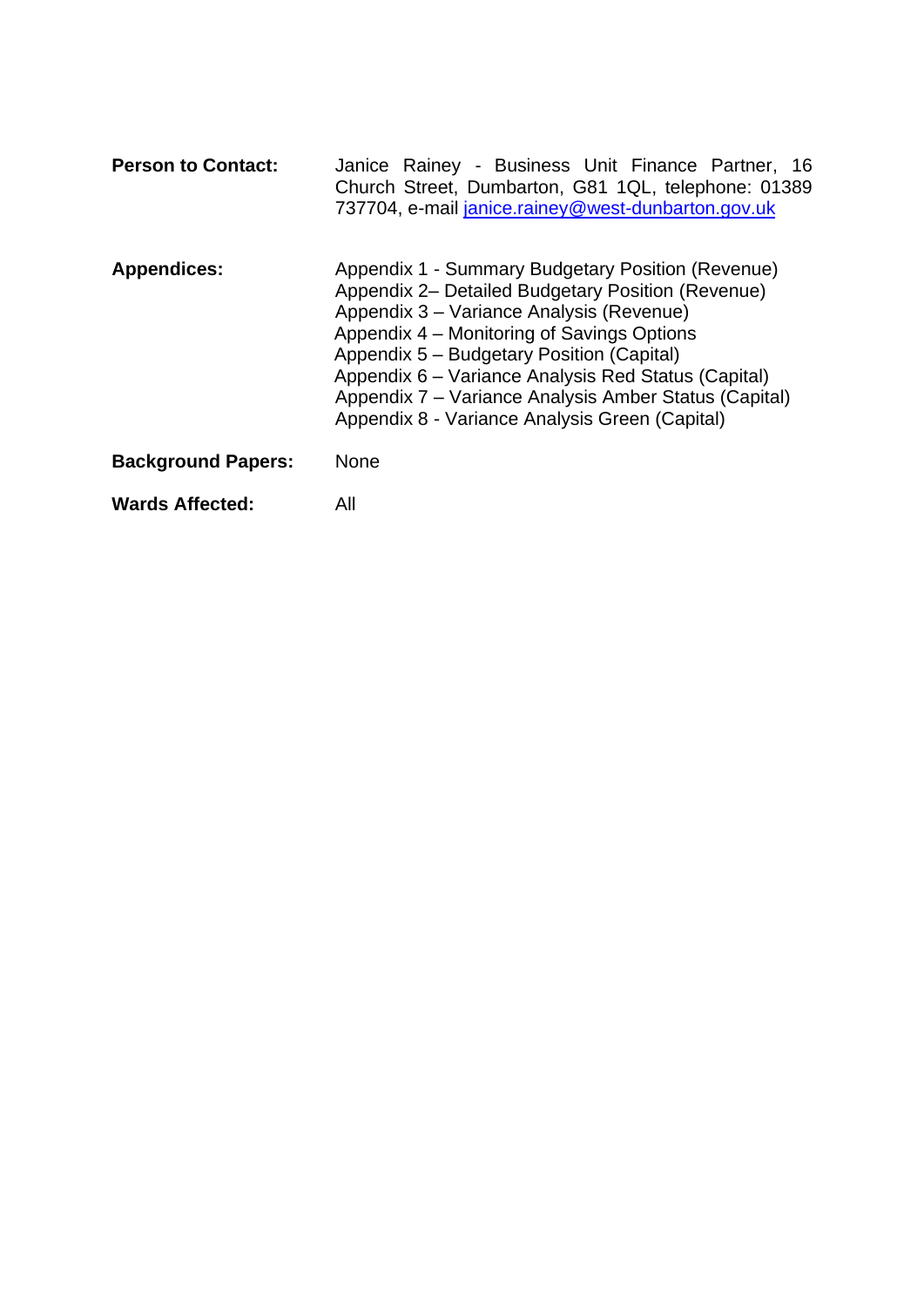**Person to Contact:** Janice Rainey - Business Unit Finance Partner, 16 Church Street, Dumbarton, G81 1QL, telephone: 01389 737704, e-mail janice.rainey@west-dunbarton.gov.uk

**Appendices:** Appendix 1 - Summary Budgetary Position (Revenue)
Appendix 2– Detailed Budgetary Position (Revenue)
Appendix 3 – Variance Analysis (Revenue)
Appendix 4 – Monitoring of Savings Options
Appendix 5 – Budgetary Position (Capital)
Appendix 6 – Variance Analysis Red Status (Capital)
Appendix 7 – Variance Analysis Amber Status (Capital)
Appendix 8 - Variance Analysis Green (Capital)

**Background Papers:** None

**Wards Affected:** All